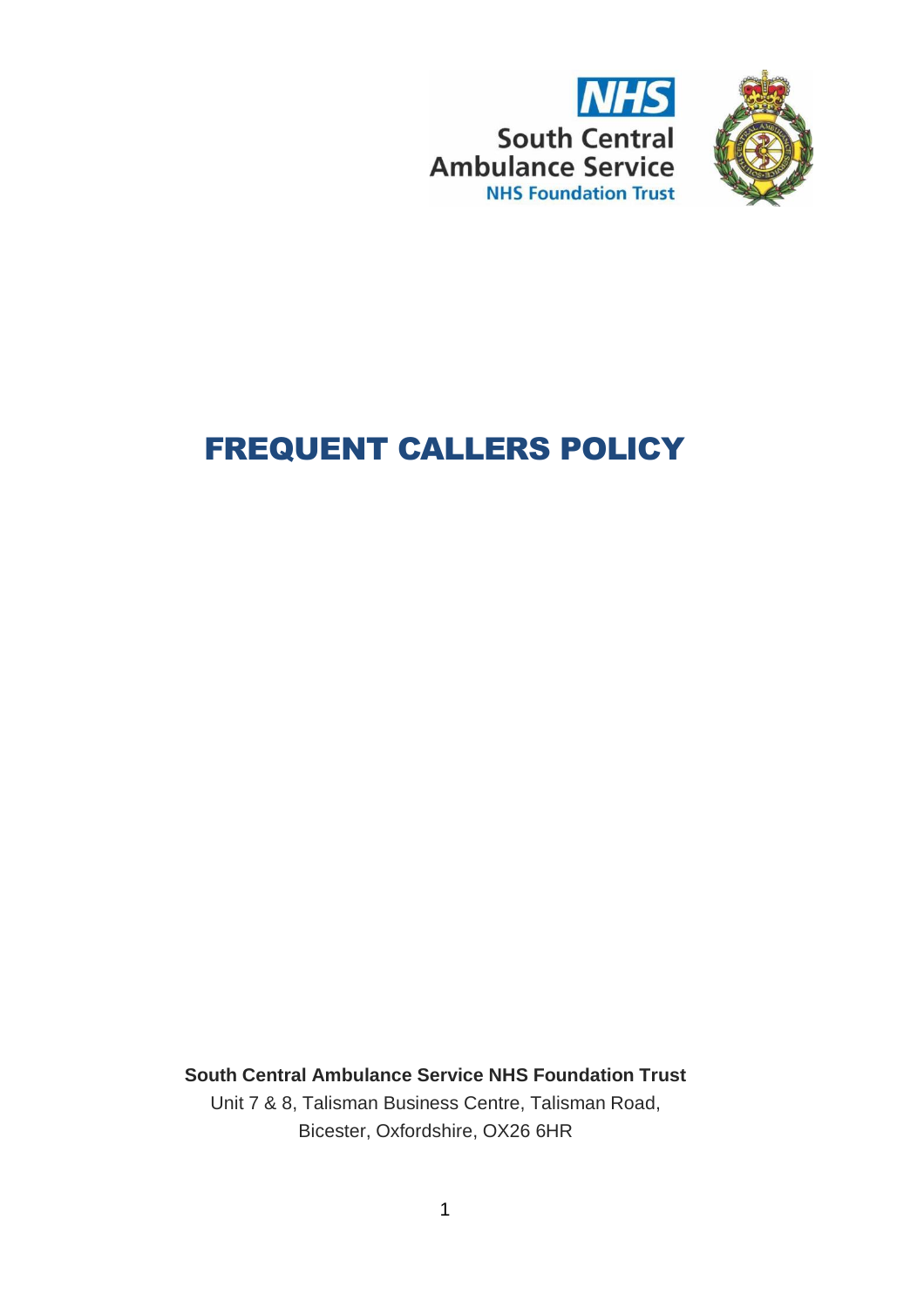NHS
South Central
Ambulance Service
NHS Foundation Trust

# FREQUENT CALLERS POLICY

**South Central Ambulance Service NHS Foundation Trust**

Unit 7 & 8, Talisman Business Centre, Talisman Road,
Bicester, Oxfordshire, OX26 6HR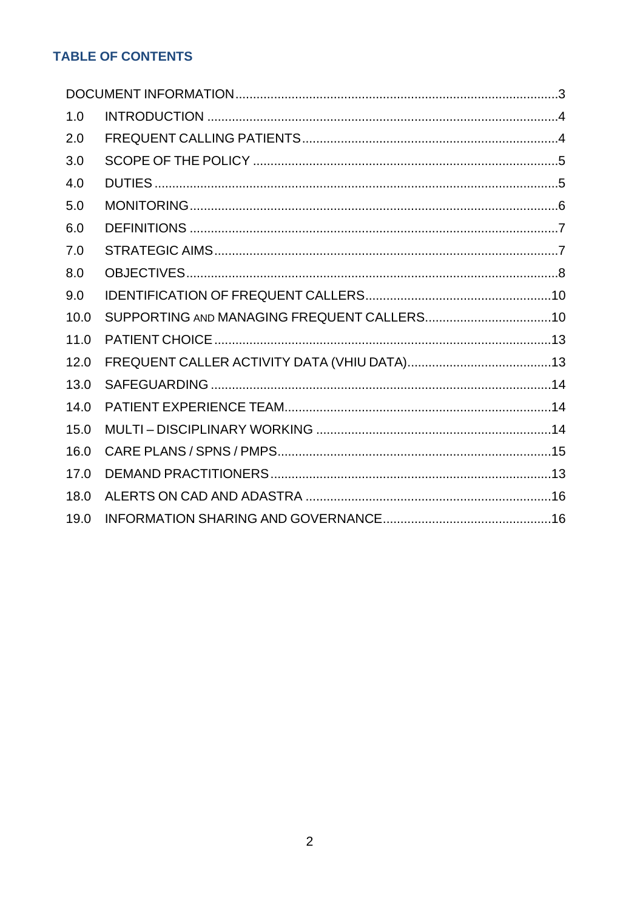## TABLE OF CONTENTS

DOCUMENT INFORMATION...........................................................................................3

1.0 INTRODUCTION ....................................................................................................4

2.0 FREQUENT CALLING PATIENTS.........................................................................4

3.0 SCOPE OF THE POLICY .......................................................................................5

4.0 DUTIES ...................................................................................................................5

5.0 MONITORING.........................................................................................................6

6.0 DEFINITIONS .........................................................................................................7

7.0 STRATEGIC AIMS..................................................................................................7

8.0 OBJECTIVES..........................................................................................................8

9.0 IDENTIFICATION OF FREQUENT CALLERS.....................................................10

10.0 SUPPORTING AND MANAGING FREQUENT CALLERS....................................10

11.0 PATIENT CHOICE ................................................................................................13

12.0 FREQUENT CALLER ACTIVITY DATA (VHIU DATA)..........................................13

13.0 SAFEGUARDING .................................................................................................14

14.0 PATIENT EXPERIENCE TEAM............................................................................14

15.0 MULTI – DISCIPLINARY WORKING ...................................................................14

16.0 CARE PLANS / SPNS / PMPS.............................................................................15

17.0 DEMAND PRACTITIONERS ................................................................................13

18.0 ALERTS ON CAD AND ADASTRA ......................................................................16

19.0 INFORMATION SHARING AND GOVERNANCE................................................16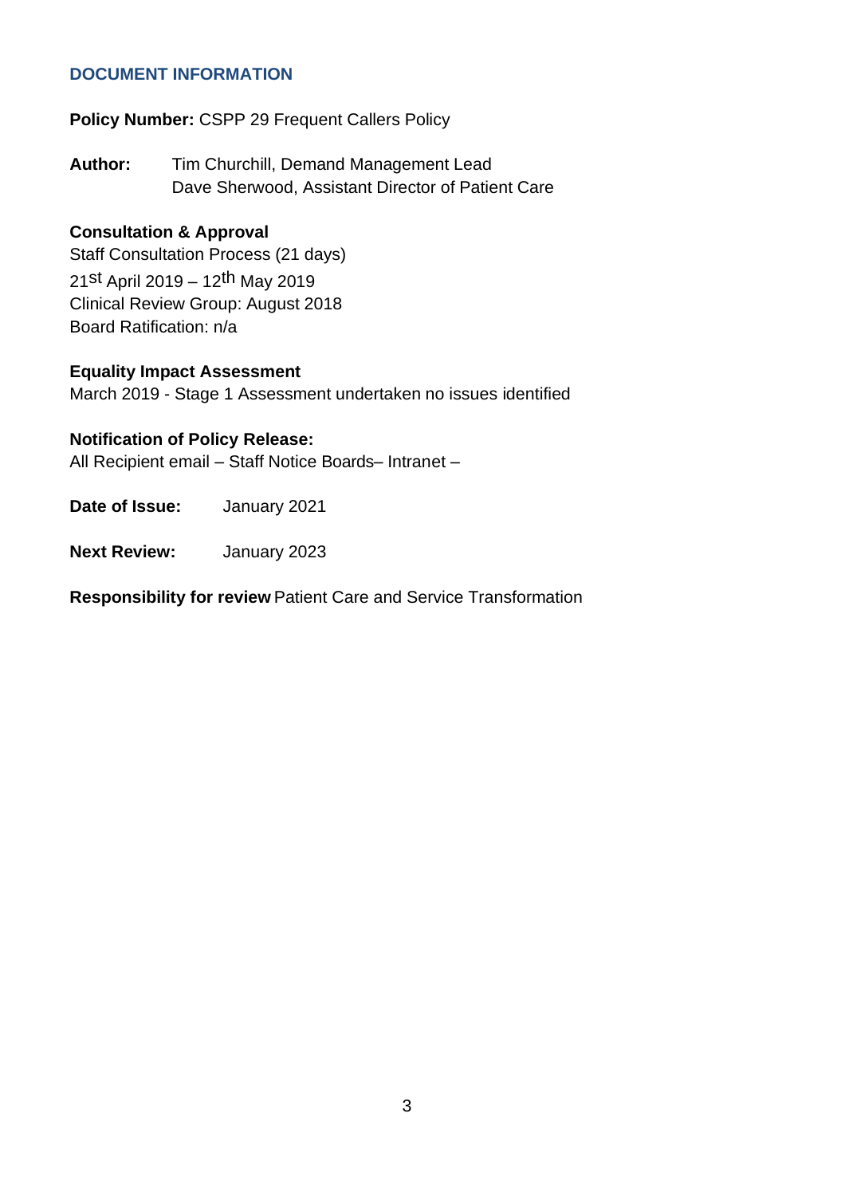## DOCUMENT INFORMATION

**Policy Number:** CSPP 29 Frequent Callers Policy

**Author:** Tim Churchill, Demand Management Lead
Dave Sherwood, Assistant Director of Patient Care

**Consultation & Approval**
Staff Consultation Process (21 days)
21st April 2019 – 12th May 2019
Clinical Review Group: August 2018
Board Ratification: n/a

**Equality Impact Assessment**
March 2019 - Stage 1 Assessment undertaken no issues identified

**Notification of Policy Release:**
All Recipient email – Staff Notice Boards– Intranet –

**Date of Issue:** January 2021

**Next Review:** January 2023

**Responsibility for review** Patient Care and Service Transformation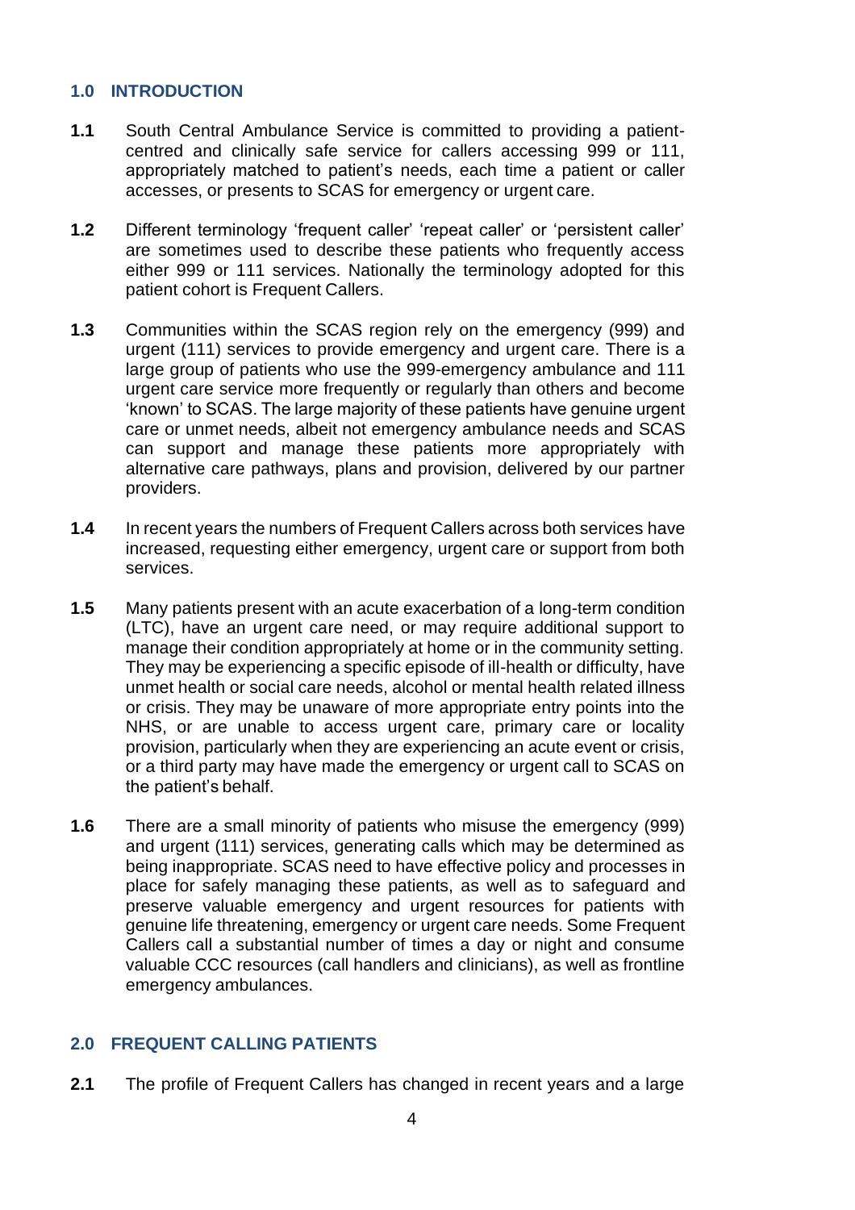## 1.0 INTRODUCTION

**1.1** South Central Ambulance Service is committed to providing a patient-centred and clinically safe service for callers accessing 999 or 111, appropriately matched to patient's needs, each time a patient or caller accesses, or presents to SCAS for emergency or urgent care.

**1.2** Different terminology 'frequent caller' 'repeat caller' or 'persistent caller' are sometimes used to describe these patients who frequently access either 999 or 111 services. Nationally the terminology adopted for this patient cohort is Frequent Callers.

**1.3** Communities within the SCAS region rely on the emergency (999) and urgent (111) services to provide emergency and urgent care. There is a large group of patients who use the 999-emergency ambulance and 111 urgent care service more frequently or regularly than others and become 'known' to SCAS. The large majority of these patients have genuine urgent care or unmet needs, albeit not emergency ambulance needs and SCAS can support and manage these patients more appropriately with alternative care pathways, plans and provision, delivered by our partner providers.

**1.4** In recent years the numbers of Frequent Callers across both services have increased, requesting either emergency, urgent care or support from both services.

**1.5** Many patients present with an acute exacerbation of a long-term condition (LTC), have an urgent care need, or may require additional support to manage their condition appropriately at home or in the community setting. They may be experiencing a specific episode of ill-health or difficulty, have unmet health or social care needs, alcohol or mental health related illness or crisis. They may be unaware of more appropriate entry points into the NHS, or are unable to access urgent care, primary care or locality provision, particularly when they are experiencing an acute event or crisis, or a third party may have made the emergency or urgent call to SCAS on the patient's behalf.

**1.6** There are a small minority of patients who misuse the emergency (999) and urgent (111) services, generating calls which may be determined as being inappropriate. SCAS need to have effective policy and processes in place for safely managing these patients, as well as to safeguard and preserve valuable emergency and urgent resources for patients with genuine life threatening, emergency or urgent care needs. Some Frequent Callers call a substantial number of times a day or night and consume valuable CCC resources (call handlers and clinicians), as well as frontline emergency ambulances.

## 2.0 FREQUENT CALLING PATIENTS

**2.1** The profile of Frequent Callers has changed in recent years and a large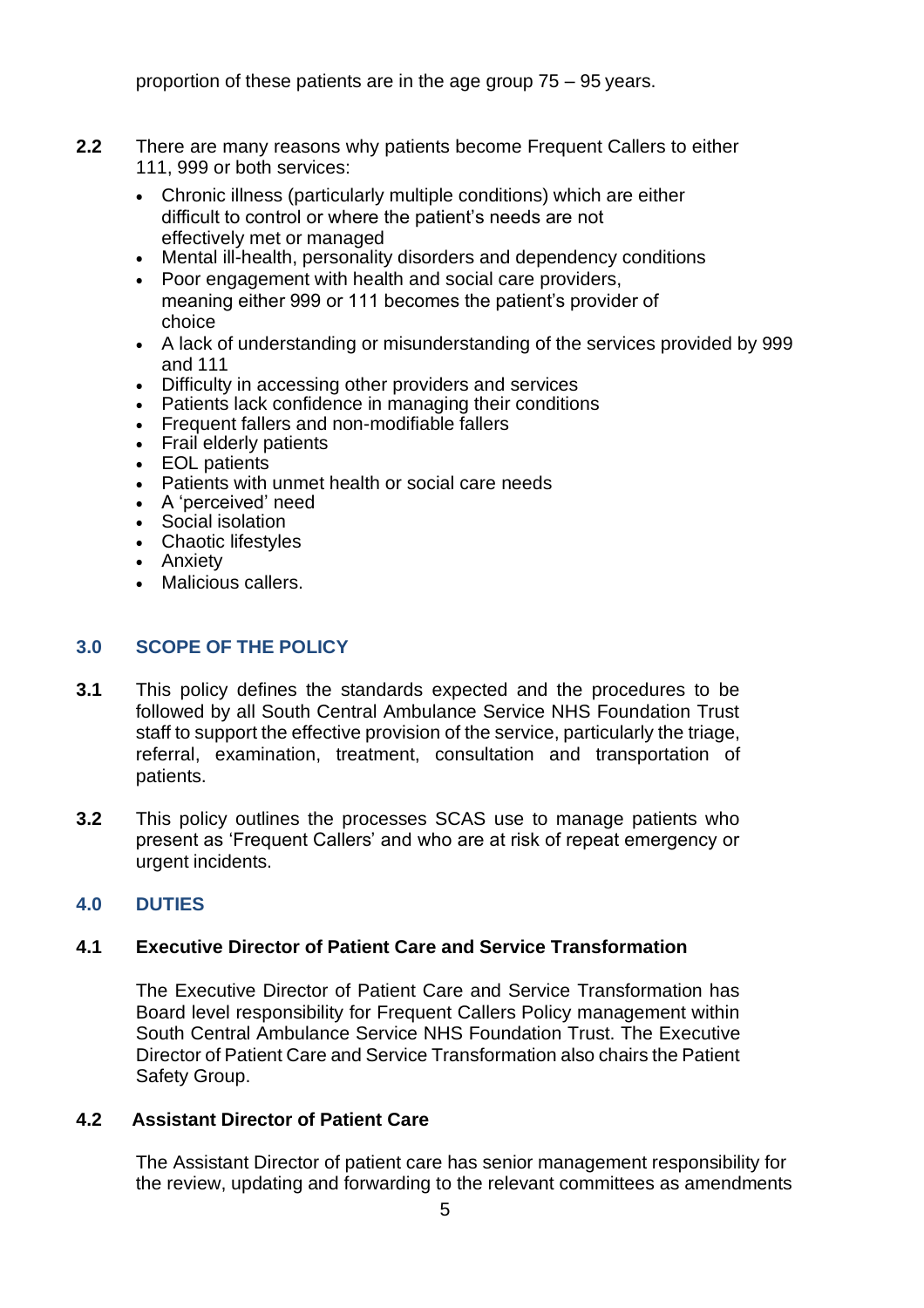proportion of these patients are in the age group 75 – 95 years.

**2.2** There are many reasons why patients become Frequent Callers to either 111, 999 or both services:

- Chronic illness (particularly multiple conditions) which are either difficult to control or where the patient's needs are not effectively met or managed
- Mental ill-health, personality disorders and dependency conditions
- Poor engagement with health and social care providers, meaning either 999 or 111 becomes the patient's provider of choice
- A lack of understanding or misunderstanding of the services provided by 999 and 111
- Difficulty in accessing other providers and services
- Patients lack confidence in managing their conditions
- Frequent fallers and non-modifiable fallers
- Frail elderly patients
- EOL patients
- Patients with unmet health or social care needs
- A 'perceived' need
- Social isolation
- Chaotic lifestyles
- Anxiety
- Malicious callers.

## 3.0 SCOPE OF THE POLICY

**3.1** This policy defines the standards expected and the procedures to be followed by all South Central Ambulance Service NHS Foundation Trust staff to support the effective provision of the service, particularly the triage, referral, examination, treatment, consultation and transportation of patients.

**3.2** This policy outlines the processes SCAS use to manage patients who present as 'Frequent Callers' and who are at risk of repeat emergency or urgent incidents.

## 4.0 DUTIES

### 4.1 Executive Director of Patient Care and Service Transformation

The Executive Director of Patient Care and Service Transformation has Board level responsibility for Frequent Callers Policy management within South Central Ambulance Service NHS Foundation Trust. The Executive Director of Patient Care and Service Transformation also chairs the Patient Safety Group.

### 4.2 Assistant Director of Patient Care

The Assistant Director of patient care has senior management responsibility for the review, updating and forwarding to the relevant committees as amendments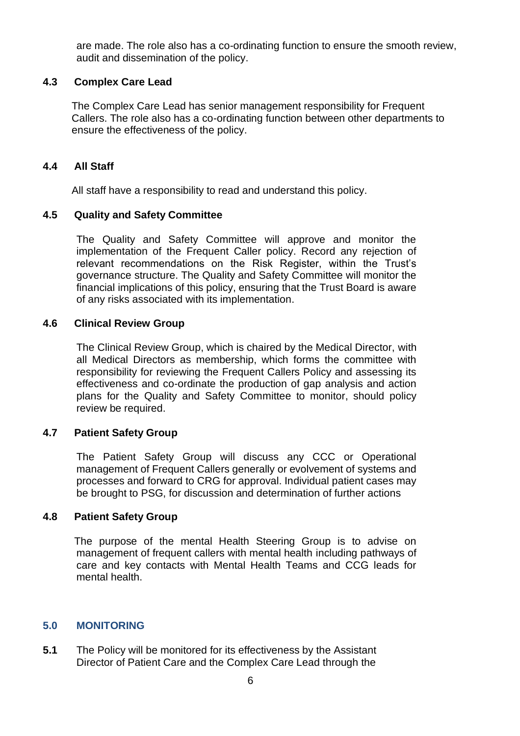are made. The role also has a co-ordinating function to ensure the smooth review, audit and dissemination of the policy.

### 4.3 Complex Care Lead

The Complex Care Lead has senior management responsibility for Frequent Callers. The role also has a co-ordinating function between other departments to ensure the effectiveness of the policy.

### 4.4 All Staff

All staff have a responsibility to read and understand this policy.

### 4.5 Quality and Safety Committee

The Quality and Safety Committee will approve and monitor the implementation of the Frequent Caller policy. Record any rejection of relevant recommendations on the Risk Register, within the Trust's governance structure. The Quality and Safety Committee will monitor the financial implications of this policy, ensuring that the Trust Board is aware of any risks associated with its implementation.

### 4.6 Clinical Review Group

The Clinical Review Group, which is chaired by the Medical Director, with all Medical Directors as membership, which forms the committee with responsibility for reviewing the Frequent Callers Policy and assessing its effectiveness and co-ordinate the production of gap analysis and action plans for the Quality and Safety Committee to monitor, should policy review be required.

### 4.7 Patient Safety Group

The Patient Safety Group will discuss any CCC or Operational management of Frequent Callers generally or evolvement of systems and processes and forward to CRG for approval. Individual patient cases may be brought to PSG, for discussion and determination of further actions

### 4.8 Patient Safety Group

The purpose of the mental Health Steering Group is to advise on management of frequent callers with mental health including pathways of care and key contacts with Mental Health Teams and CCG leads for mental health.

## 5.0 MONITORING

**5.1** The Policy will be monitored for its effectiveness by the Assistant Director of Patient Care and the Complex Care Lead through the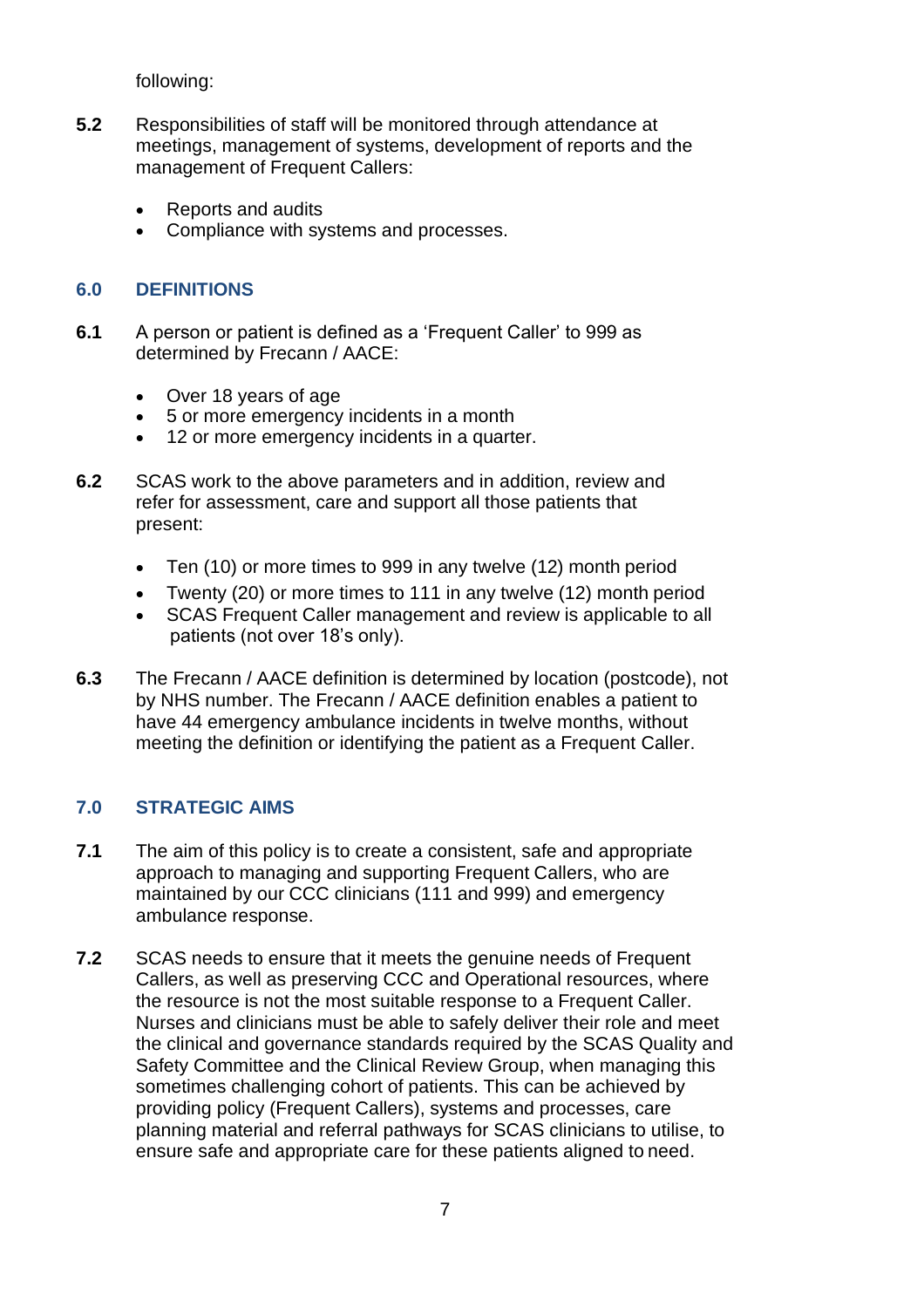following:

**5.2** Responsibilities of staff will be monitored through attendance at meetings, management of systems, development of reports and the management of Frequent Callers:

- Reports and audits
- Compliance with systems and processes.

## 6.0 DEFINITIONS

**6.1** A person or patient is defined as a 'Frequent Caller' to 999 as determined by Frecann / AACE:

- Over 18 years of age
- 5 or more emergency incidents in a month
- 12 or more emergency incidents in a quarter.

**6.2** SCAS work to the above parameters and in addition, review and refer for assessment, care and support all those patients that present:

- Ten (10) or more times to 999 in any twelve (12) month period
- Twenty (20) or more times to 111 in any twelve (12) month period
- SCAS Frequent Caller management and review is applicable to all patients (not over 18's only).

**6.3** The Frecann / AACE definition is determined by location (postcode), not by NHS number. The Frecann / AACE definition enables a patient to have 44 emergency ambulance incidents in twelve months, without meeting the definition or identifying the patient as a Frequent Caller.

## 7.0 STRATEGIC AIMS

**7.1** The aim of this policy is to create a consistent, safe and appropriate approach to managing and supporting Frequent Callers, who are maintained by our CCC clinicians (111 and 999) and emergency ambulance response.

**7.2** SCAS needs to ensure that it meets the genuine needs of Frequent Callers, as well as preserving CCC and Operational resources, where the resource is not the most suitable response to a Frequent Caller. Nurses and clinicians must be able to safely deliver their role and meet the clinical and governance standards required by the SCAS Quality and Safety Committee and the Clinical Review Group, when managing this sometimes challenging cohort of patients. This can be achieved by providing policy (Frequent Callers), systems and processes, care planning material and referral pathways for SCAS clinicians to utilise, to ensure safe and appropriate care for these patients aligned to need.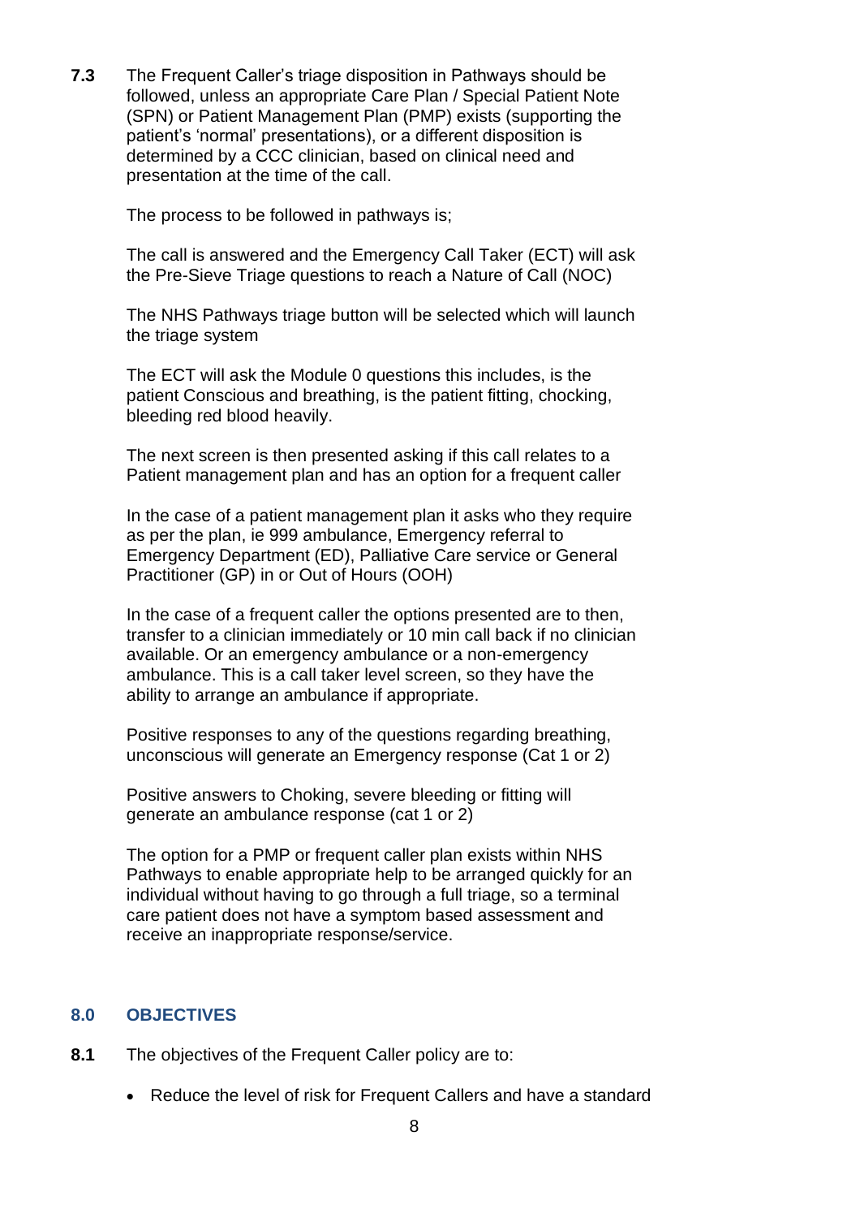**7.3** The Frequent Caller's triage disposition in Pathways should be followed, unless an appropriate Care Plan / Special Patient Note (SPN) or Patient Management Plan (PMP) exists (supporting the patient's 'normal' presentations), or a different disposition is determined by a CCC clinician, based on clinical need and presentation at the time of the call.

The process to be followed in pathways is;

The call is answered and the Emergency Call Taker (ECT) will ask the Pre-Sieve Triage questions to reach a Nature of Call (NOC)

The NHS Pathways triage button will be selected which will launch the triage system

The ECT will ask the Module 0 questions this includes, is the patient Conscious and breathing, is the patient fitting, chocking, bleeding red blood heavily.

The next screen is then presented asking if this call relates to a Patient management plan and has an option for a frequent caller

In the case of a patient management plan it asks who they require as per the plan, ie 999 ambulance, Emergency referral to Emergency Department (ED), Palliative Care service or General Practitioner (GP) in or Out of Hours (OOH)

In the case of a frequent caller the options presented are to then, transfer to a clinician immediately or 10 min call back if no clinician available. Or an emergency ambulance or a non-emergency ambulance. This is a call taker level screen, so they have the ability to arrange an ambulance if appropriate.

Positive responses to any of the questions regarding breathing, unconscious will generate an Emergency response (Cat 1 or 2)

Positive answers to Choking, severe bleeding or fitting will generate an ambulance response (cat 1 or 2)

The option for a PMP or frequent caller plan exists within NHS Pathways to enable appropriate help to be arranged quickly for an individual without having to go through a full triage, so a terminal care patient does not have a symptom based assessment and receive an inappropriate response/service.

## 8.0 OBJECTIVES

**8.1** The objectives of the Frequent Caller policy are to:

- Reduce the level of risk for Frequent Callers and have a standard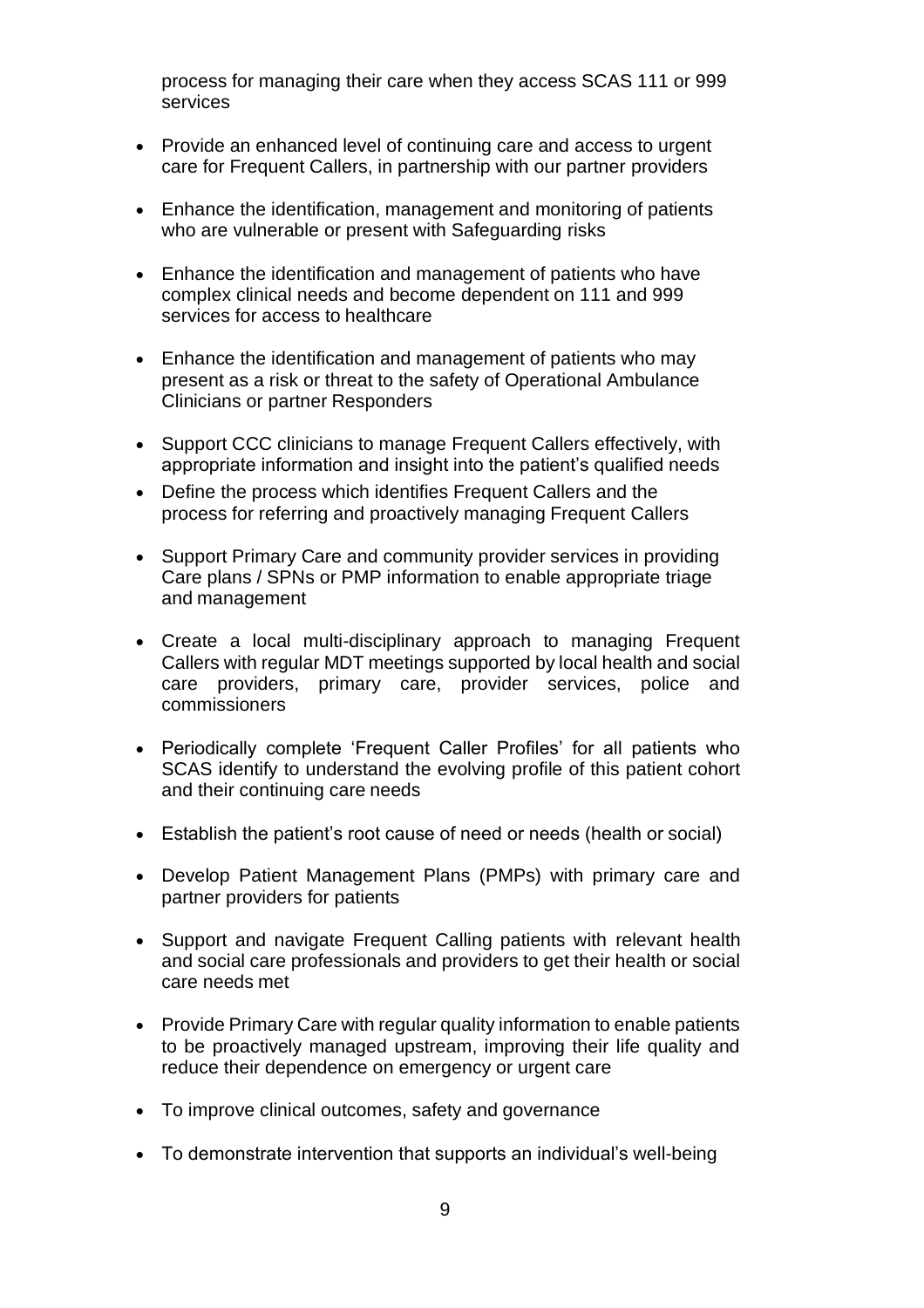process for managing their care when they access SCAS 111 or 999 services

- Provide an enhanced level of continuing care and access to urgent care for Frequent Callers, in partnership with our partner providers
- Enhance the identification, management and monitoring of patients who are vulnerable or present with Safeguarding risks
- Enhance the identification and management of patients who have complex clinical needs and become dependent on 111 and 999 services for access to healthcare
- Enhance the identification and management of patients who may present as a risk or threat to the safety of Operational Ambulance Clinicians or partner Responders
- Support CCC clinicians to manage Frequent Callers effectively, with appropriate information and insight into the patient's qualified needs
- Define the process which identifies Frequent Callers and the process for referring and proactively managing Frequent Callers
- Support Primary Care and community provider services in providing Care plans / SPNs or PMP information to enable appropriate triage and management
- Create a local multi-disciplinary approach to managing Frequent Callers with regular MDT meetings supported by local health and social care providers, primary care, provider services, police and commissioners
- Periodically complete 'Frequent Caller Profiles' for all patients who SCAS identify to understand the evolving profile of this patient cohort and their continuing care needs
- Establish the patient's root cause of need or needs (health or social)
- Develop Patient Management Plans (PMPs) with primary care and partner providers for patients
- Support and navigate Frequent Calling patients with relevant health and social care professionals and providers to get their health or social care needs met
- Provide Primary Care with regular quality information to enable patients to be proactively managed upstream, improving their life quality and reduce their dependence on emergency or urgent care
- To improve clinical outcomes, safety and governance
- To demonstrate intervention that supports an individual's well-being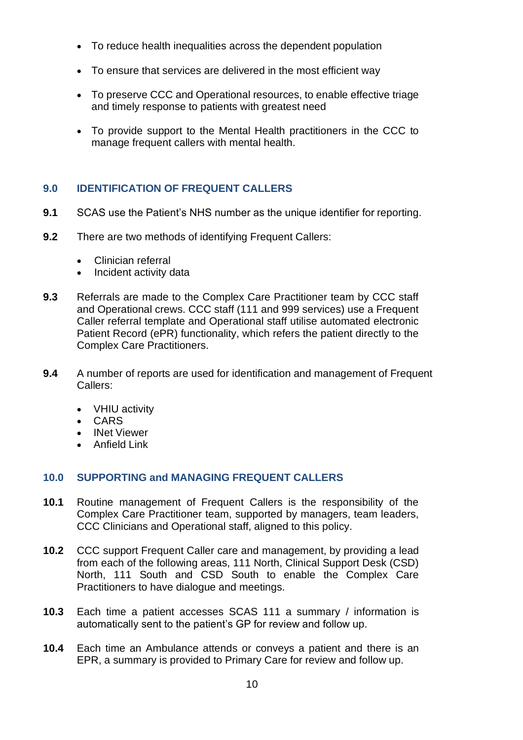- To reduce health inequalities across the dependent population
- To ensure that services are delivered in the most efficient way
- To preserve CCC and Operational resources, to enable effective triage and timely response to patients with greatest need
- To provide support to the Mental Health practitioners in the CCC to manage frequent callers with mental health.

## 9.0 IDENTIFICATION OF FREQUENT CALLERS

**9.1** SCAS use the Patient's NHS number as the unique identifier for reporting.

**9.2** There are two methods of identifying Frequent Callers:

- Clinician referral
- Incident activity data

**9.3** Referrals are made to the Complex Care Practitioner team by CCC staff and Operational crews. CCC staff (111 and 999 services) use a Frequent Caller referral template and Operational staff utilise automated electronic Patient Record (ePR) functionality, which refers the patient directly to the Complex Care Practitioners.

**9.4** A number of reports are used for identification and management of Frequent Callers:

- VHIU activity
- CARS
- INet Viewer
- Anfield Link

## 10.0 SUPPORTING and MANAGING FREQUENT CALLERS

**10.1** Routine management of Frequent Callers is the responsibility of the Complex Care Practitioner team, supported by managers, team leaders, CCC Clinicians and Operational staff, aligned to this policy.

**10.2** CCC support Frequent Caller care and management, by providing a lead from each of the following areas, 111 North, Clinical Support Desk (CSD) North, 111 South and CSD South to enable the Complex Care Practitioners to have dialogue and meetings.

**10.3** Each time a patient accesses SCAS 111 a summary / information is automatically sent to the patient's GP for review and follow up.

**10.4** Each time an Ambulance attends or conveys a patient and there is an EPR, a summary is provided to Primary Care for review and follow up.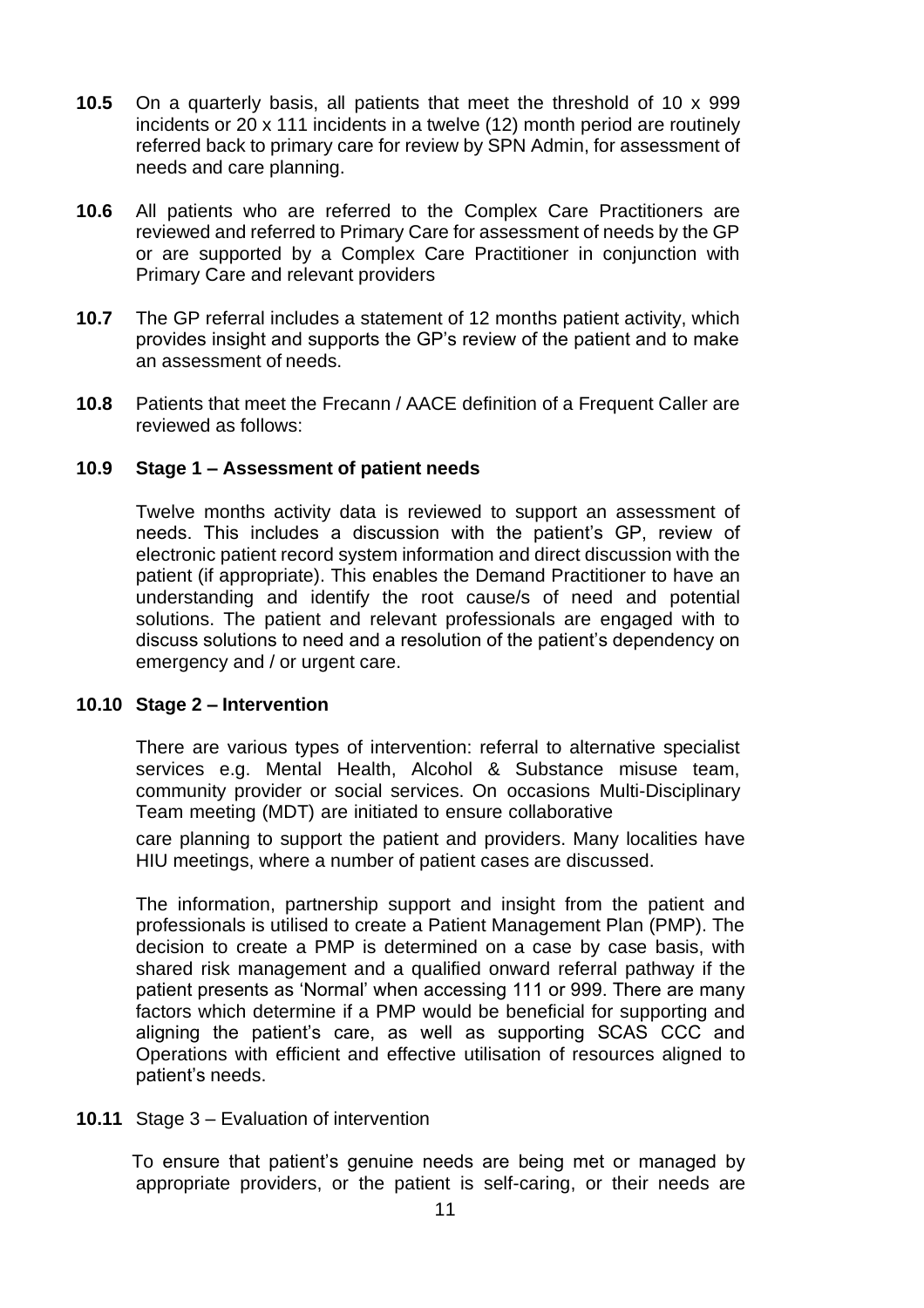**10.5** On a quarterly basis, all patients that meet the threshold of 10 x 999 incidents or 20 x 111 incidents in a twelve (12) month period are routinely referred back to primary care for review by SPN Admin, for assessment of needs and care planning.

**10.6** All patients who are referred to the Complex Care Practitioners are reviewed and referred to Primary Care for assessment of needs by the GP or are supported by a Complex Care Practitioner in conjunction with Primary Care and relevant providers

**10.7** The GP referral includes a statement of 12 months patient activity, which provides insight and supports the GP's review of the patient and to make an assessment of needs.

**10.8** Patients that meet the Frecann / AACE definition of a Frequent Caller are reviewed as follows:

**10.9 Stage 1 – Assessment of patient needs**

Twelve months activity data is reviewed to support an assessment of needs. This includes a discussion with the patient's GP, review of electronic patient record system information and direct discussion with the patient (if appropriate). This enables the Demand Practitioner to have an understanding and identify the root cause/s of need and potential solutions. The patient and relevant professionals are engaged with to discuss solutions to need and a resolution of the patient's dependency on emergency and / or urgent care.

**10.10 Stage 2 – Intervention**

There are various types of intervention: referral to alternative specialist services e.g. Mental Health, Alcohol & Substance misuse team, community provider or social services. On occasions Multi-Disciplinary Team meeting (MDT) are initiated to ensure collaborative care planning to support the patient and providers. Many localities have HIU meetings, where a number of patient cases are discussed.

The information, partnership support and insight from the patient and professionals is utilised to create a Patient Management Plan (PMP). The decision to create a PMP is determined on a case by case basis, with shared risk management and a qualified onward referral pathway if the patient presents as 'Normal' when accessing 111 or 999. There are many factors which determine if a PMP would be beneficial for supporting and aligning the patient's care, as well as supporting SCAS CCC and Operations with efficient and effective utilisation of resources aligned to patient's needs.

**10.11** Stage 3 – Evaluation of intervention

To ensure that patient's genuine needs are being met or managed by appropriate providers, or the patient is self-caring, or their needs are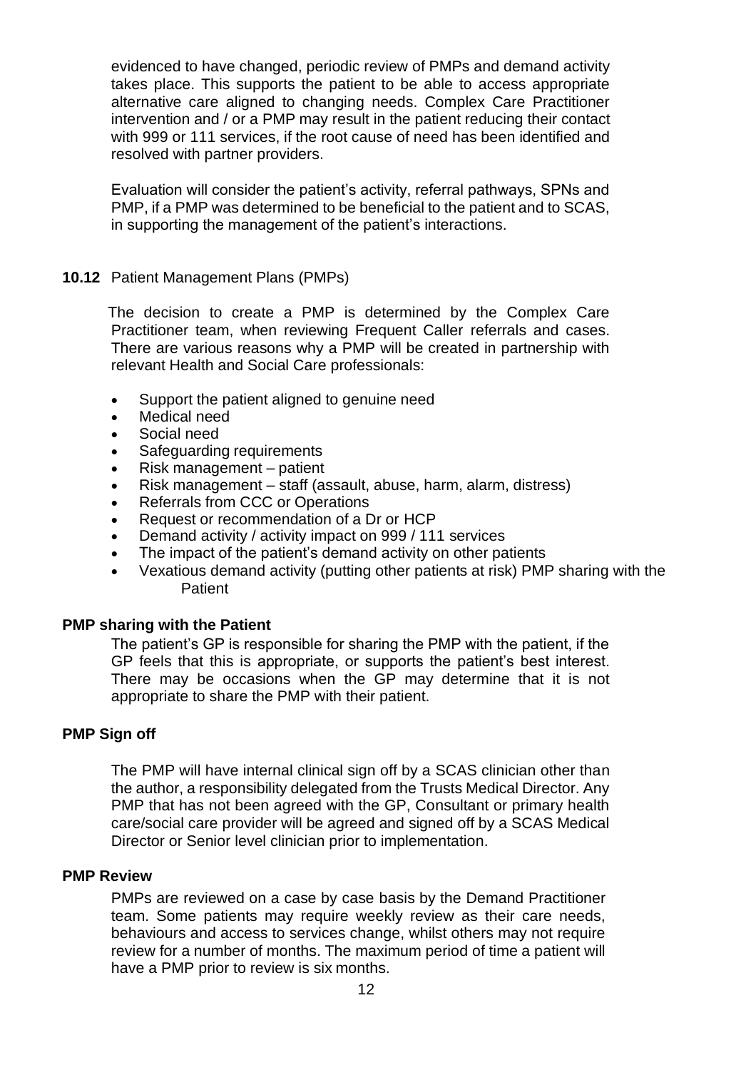evidenced to have changed, periodic review of PMPs and demand activity takes place. This supports the patient to be able to access appropriate alternative care aligned to changing needs. Complex Care Practitioner intervention and / or a PMP may result in the patient reducing their contact with 999 or 111 services, if the root cause of need has been identified and resolved with partner providers.

Evaluation will consider the patient's activity, referral pathways, SPNs and PMP, if a PMP was determined to be beneficial to the patient and to SCAS, in supporting the management of the patient's interactions.

**10.12** Patient Management Plans (PMPs)

The decision to create a PMP is determined by the Complex Care Practitioner team, when reviewing Frequent Caller referrals and cases. There are various reasons why a PMP will be created in partnership with relevant Health and Social Care professionals:

- Support the patient aligned to genuine need
- Medical need
- Social need
- Safeguarding requirements
- Risk management – patient
- Risk management – staff (assault, abuse, harm, alarm, distress)
- Referrals from CCC or Operations
- Request or recommendation of a Dr or HCP
- Demand activity / activity impact on 999 / 111 services
- The impact of the patient's demand activity on other patients
- Vexatious demand activity (putting other patients at risk) PMP sharing with the Patient

**PMP sharing with the Patient**

The patient's GP is responsible for sharing the PMP with the patient, if the GP feels that this is appropriate, or supports the patient's best interest. There may be occasions when the GP may determine that it is not appropriate to share the PMP with their patient.

**PMP Sign off**

The PMP will have internal clinical sign off by a SCAS clinician other than the author, a responsibility delegated from the Trusts Medical Director. Any PMP that has not been agreed with the GP, Consultant or primary health care/social care provider will be agreed and signed off by a SCAS Medical Director or Senior level clinician prior to implementation.

**PMP Review**

PMPs are reviewed on a case by case basis by the Demand Practitioner team. Some patients may require weekly review as their care needs, behaviours and access to services change, whilst others may not require review for a number of months. The maximum period of time a patient will have a PMP prior to review is six months.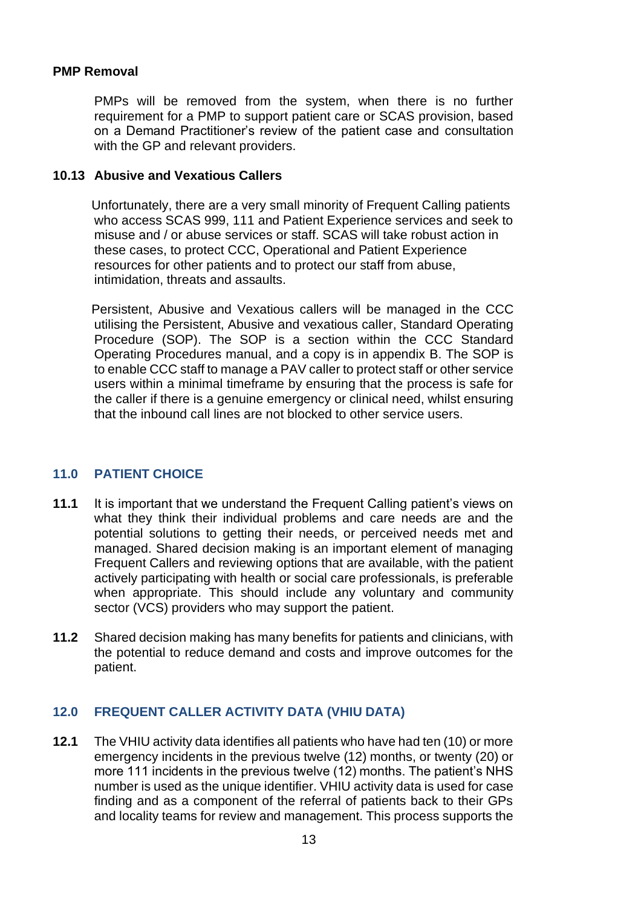**PMP Removal**

PMPs will be removed from the system, when there is no further requirement for a PMP to support patient care or SCAS provision, based on a Demand Practitioner's review of the patient case and consultation with the GP and relevant providers.

**10.13 Abusive and Vexatious Callers**

Unfortunately, there are a very small minority of Frequent Calling patients who access SCAS 999, 111 and Patient Experience services and seek to misuse and / or abuse services or staff. SCAS will take robust action in these cases, to protect CCC, Operational and Patient Experience resources for other patients and to protect our staff from abuse, intimidation, threats and assaults.

Persistent, Abusive and Vexatious callers will be managed in the CCC utilising the Persistent, Abusive and vexatious caller, Standard Operating Procedure (SOP). The SOP is a section within the CCC Standard Operating Procedures manual, and a copy is in appendix B. The SOP is to enable CCC staff to manage a PAV caller to protect staff or other service users within a minimal timeframe by ensuring that the process is safe for the caller if there is a genuine emergency or clinical need, whilst ensuring that the inbound call lines are not blocked to other service users.

## 11.0 PATIENT CHOICE

**11.1** It is important that we understand the Frequent Calling patient's views on what they think their individual problems and care needs are and the potential solutions to getting their needs, or perceived needs met and managed. Shared decision making is an important element of managing Frequent Callers and reviewing options that are available, with the patient actively participating with health or social care professionals, is preferable when appropriate. This should include any voluntary and community sector (VCS) providers who may support the patient.

**11.2** Shared decision making has many benefits for patients and clinicians, with the potential to reduce demand and costs and improve outcomes for the patient.

## 12.0 FREQUENT CALLER ACTIVITY DATA (VHIU DATA)

**12.1** The VHIU activity data identifies all patients who have had ten (10) or more emergency incidents in the previous twelve (12) months, or twenty (20) or more 111 incidents in the previous twelve (12) months. The patient's NHS number is used as the unique identifier. VHIU activity data is used for case finding and as a component of the referral of patients back to their GPs and locality teams for review and management. This process supports the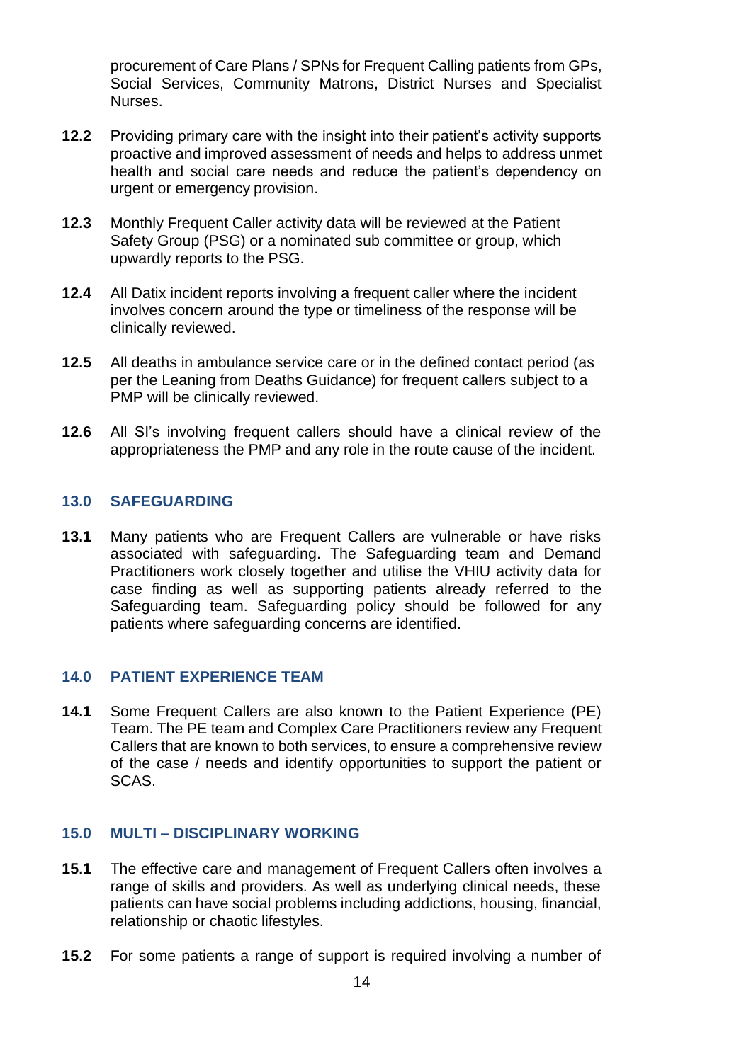procurement of Care Plans / SPNs for Frequent Calling patients from GPs, Social Services, Community Matrons, District Nurses and Specialist Nurses.

**12.2** Providing primary care with the insight into their patient's activity supports proactive and improved assessment of needs and helps to address unmet health and social care needs and reduce the patient's dependency on urgent or emergency provision.

**12.3** Monthly Frequent Caller activity data will be reviewed at the Patient Safety Group (PSG) or a nominated sub committee or group, which upwardly reports to the PSG.

**12.4** All Datix incident reports involving a frequent caller where the incident involves concern around the type or timeliness of the response will be clinically reviewed.

**12.5** All deaths in ambulance service care or in the defined contact period (as per the Leaning from Deaths Guidance) for frequent callers subject to a PMP will be clinically reviewed.

**12.6** All SI's involving frequent callers should have a clinical review of the appropriateness the PMP and any role in the route cause of the incident.

## 13.0 SAFEGUARDING

**13.1** Many patients who are Frequent Callers are vulnerable or have risks associated with safeguarding. The Safeguarding team and Demand Practitioners work closely together and utilise the VHIU activity data for case finding as well as supporting patients already referred to the Safeguarding team. Safeguarding policy should be followed for any patients where safeguarding concerns are identified.

## 14.0 PATIENT EXPERIENCE TEAM

**14.1** Some Frequent Callers are also known to the Patient Experience (PE) Team. The PE team and Complex Care Practitioners review any Frequent Callers that are known to both services, to ensure a comprehensive review of the case / needs and identify opportunities to support the patient or SCAS.

## 15.0 MULTI – DISCIPLINARY WORKING

**15.1** The effective care and management of Frequent Callers often involves a range of skills and providers. As well as underlying clinical needs, these patients can have social problems including addictions, housing, financial, relationship or chaotic lifestyles.

**15.2** For some patients a range of support is required involving a number of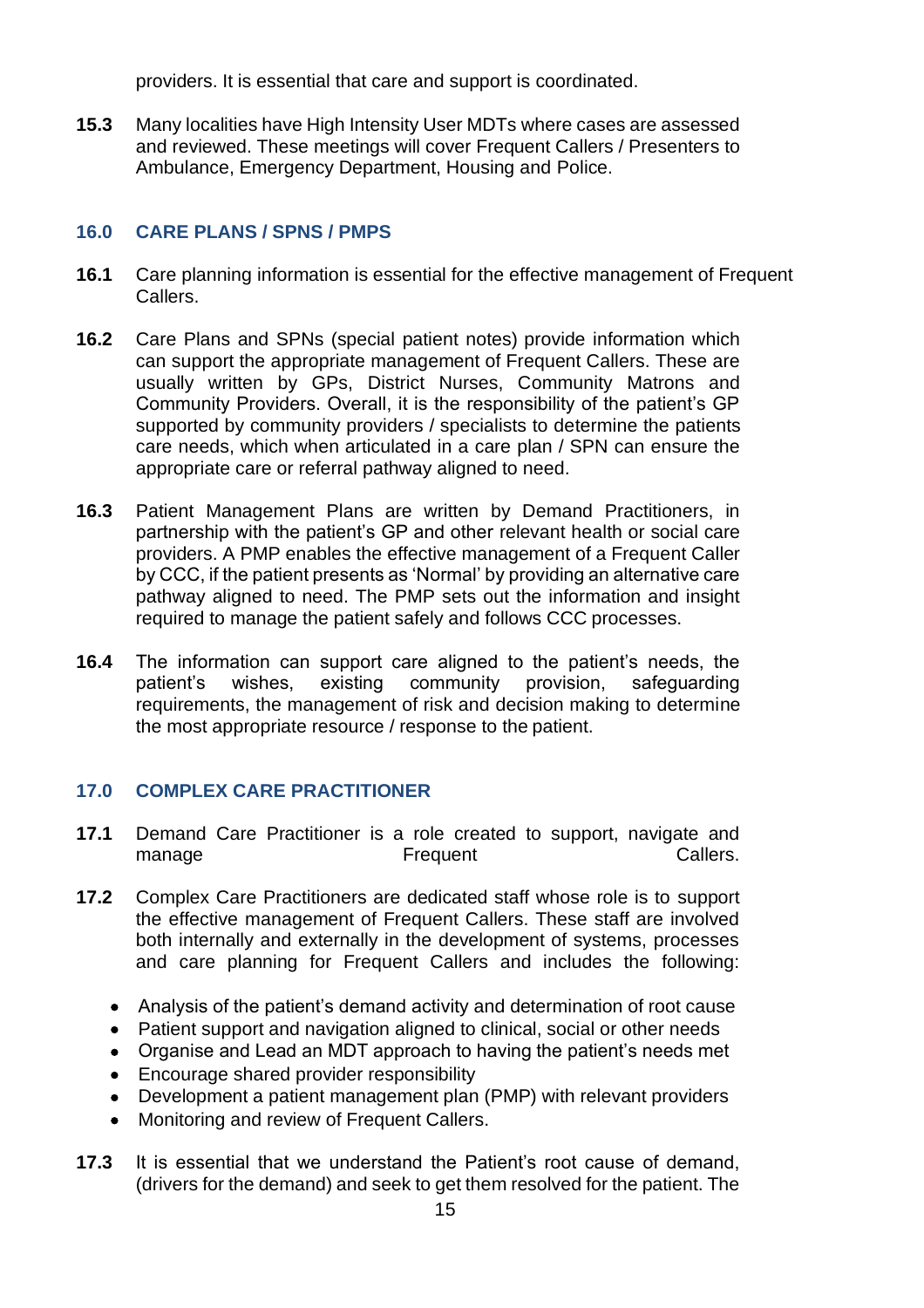providers. It is essential that care and support is coordinated.

**15.3** Many localities have High Intensity User MDTs where cases are assessed and reviewed. These meetings will cover Frequent Callers / Presenters to Ambulance, Emergency Department, Housing and Police.

## 16.0 CARE PLANS / SPNS / PMPS

**16.1** Care planning information is essential for the effective management of Frequent Callers.

**16.2** Care Plans and SPNs (special patient notes) provide information which can support the appropriate management of Frequent Callers. These are usually written by GPs, District Nurses, Community Matrons and Community Providers. Overall, it is the responsibility of the patient's GP supported by community providers / specialists to determine the patients care needs, which when articulated in a care plan / SPN can ensure the appropriate care or referral pathway aligned to need.

**16.3** Patient Management Plans are written by Demand Practitioners, in partnership with the patient's GP and other relevant health or social care providers. A PMP enables the effective management of a Frequent Caller by CCC, if the patient presents as 'Normal' by providing an alternative care pathway aligned to need. The PMP sets out the information and insight required to manage the patient safely and follows CCC processes.

**16.4** The information can support care aligned to the patient's needs, the patient's wishes, existing community provision, safeguarding requirements, the management of risk and decision making to determine the most appropriate resource / response to the patient.

## 17.0 COMPLEX CARE PRACTITIONER

**17.1** Demand Care Practitioner is a role created to support, navigate and manage Frequent Callers.

**17.2** Complex Care Practitioners are dedicated staff whose role is to support the effective management of Frequent Callers. These staff are involved both internally and externally in the development of systems, processes and care planning for Frequent Callers and includes the following:

- Analysis of the patient's demand activity and determination of root cause
- Patient support and navigation aligned to clinical, social or other needs
- Organise and Lead an MDT approach to having the patient's needs met
- Encourage shared provider responsibility
- Development a patient management plan (PMP) with relevant providers
- Monitoring and review of Frequent Callers.

**17.3** It is essential that we understand the Patient's root cause of demand, (drivers for the demand) and seek to get them resolved for the patient. The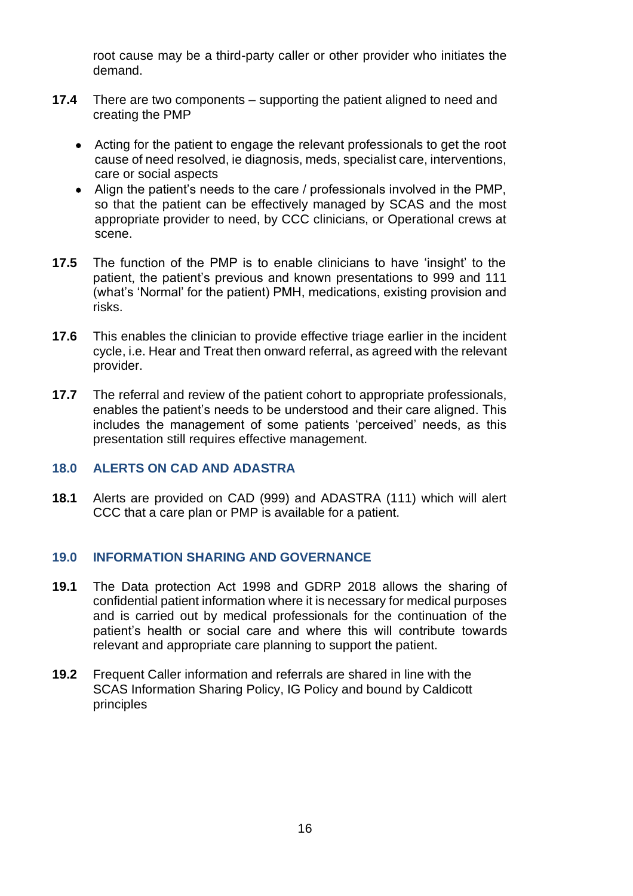root cause may be a third-party caller or other provider who initiates the demand.

**17.4** There are two components – supporting the patient aligned to need and creating the PMP

- Acting for the patient to engage the relevant professionals to get the root cause of need resolved, ie diagnosis, meds, specialist care, interventions, care or social aspects
- Align the patient's needs to the care / professionals involved in the PMP, so that the patient can be effectively managed by SCAS and the most appropriate provider to need, by CCC clinicians, or Operational crews at scene.

**17.5** The function of the PMP is to enable clinicians to have 'insight' to the patient, the patient's previous and known presentations to 999 and 111 (what's 'Normal' for the patient) PMH, medications, existing provision and risks.

**17.6** This enables the clinician to provide effective triage earlier in the incident cycle, i.e. Hear and Treat then onward referral, as agreed with the relevant provider.

**17.7** The referral and review of the patient cohort to appropriate professionals, enables the patient's needs to be understood and their care aligned. This includes the management of some patients 'perceived' needs, as this presentation still requires effective management.

## 18.0 ALERTS ON CAD AND ADASTRA

**18.1** Alerts are provided on CAD (999) and ADASTRA (111) which will alert CCC that a care plan or PMP is available for a patient.

## 19.0 INFORMATION SHARING AND GOVERNANCE

**19.1** The Data protection Act 1998 and GDRP 2018 allows the sharing of confidential patient information where it is necessary for medical purposes and is carried out by medical professionals for the continuation of the patient's health or social care and where this will contribute towards relevant and appropriate care planning to support the patient.

**19.2** Frequent Caller information and referrals are shared in line with the SCAS Information Sharing Policy, IG Policy and bound by Caldicott principles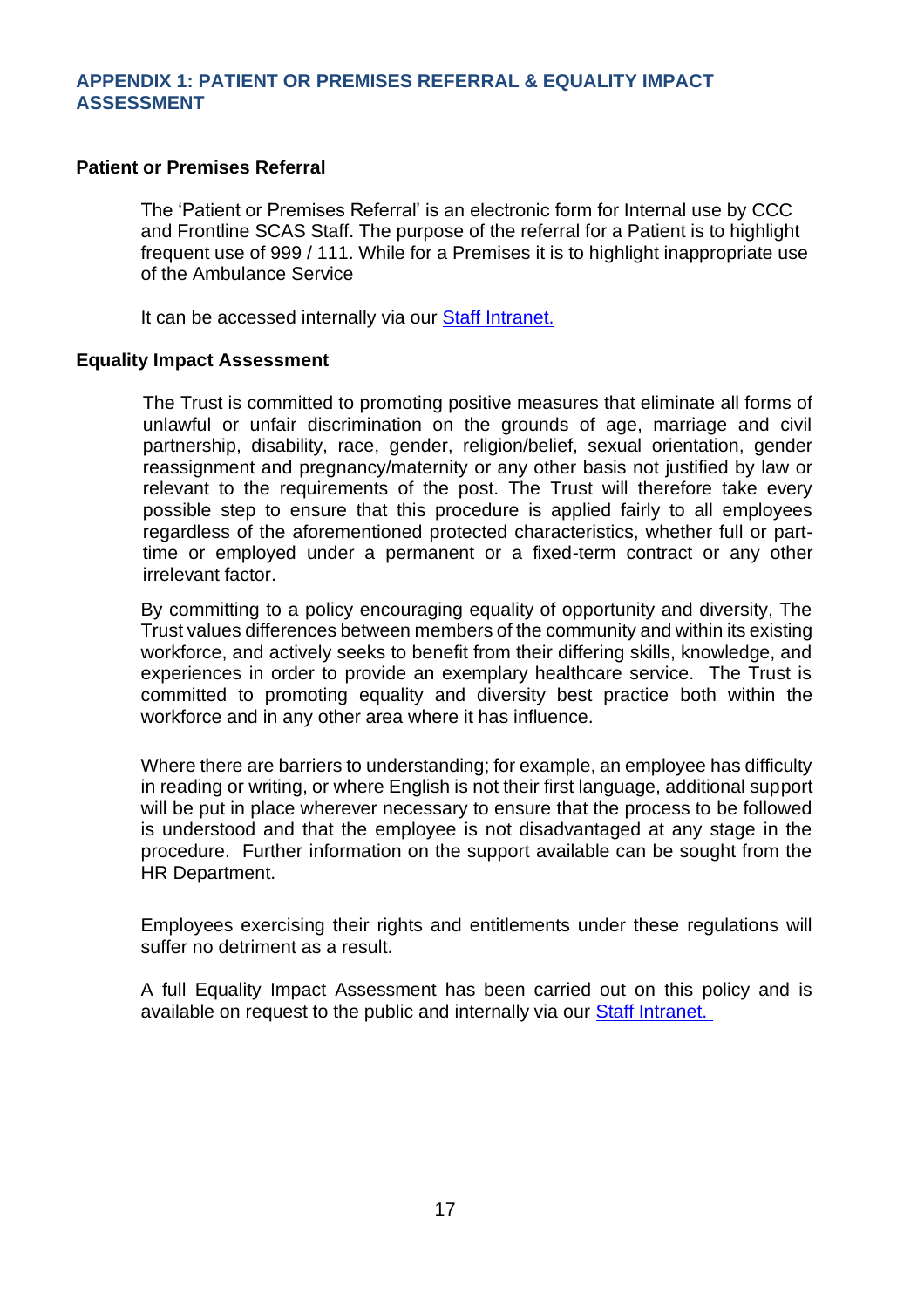## APPENDIX 1: PATIENT OR PREMISES REFERRAL & EQUALITY IMPACT ASSESSMENT

### Patient or Premises Referral

The 'Patient or Premises Referral' is an electronic form for Internal use by CCC and Frontline SCAS Staff. The purpose of the referral for a Patient is to highlight frequent use of 999 / 111. While for a Premises it is to highlight inappropriate use of the Ambulance Service

It can be accessed internally via our Staff Intranet.

### Equality Impact Assessment

The Trust is committed to promoting positive measures that eliminate all forms of unlawful or unfair discrimination on the grounds of age, marriage and civil partnership, disability, race, gender, religion/belief, sexual orientation, gender reassignment and pregnancy/maternity or any other basis not justified by law or relevant to the requirements of the post. The Trust will therefore take every possible step to ensure that this procedure is applied fairly to all employees regardless of the aforementioned protected characteristics, whether full or part-time or employed under a permanent or a fixed-term contract or any other irrelevant factor.

By committing to a policy encouraging equality of opportunity and diversity, The Trust values differences between members of the community and within its existing workforce, and actively seeks to benefit from their differing skills, knowledge, and experiences in order to provide an exemplary healthcare service. The Trust is committed to promoting equality and diversity best practice both within the workforce and in any other area where it has influence.

Where there are barriers to understanding; for example, an employee has difficulty in reading or writing, or where English is not their first language, additional support will be put in place wherever necessary to ensure that the process to be followed is understood and that the employee is not disadvantaged at any stage in the procedure. Further information on the support available can be sought from the HR Department.

Employees exercising their rights and entitlements under these regulations will suffer no detriment as a result.

A full Equality Impact Assessment has been carried out on this policy and is available on request to the public and internally via our Staff Intranet.